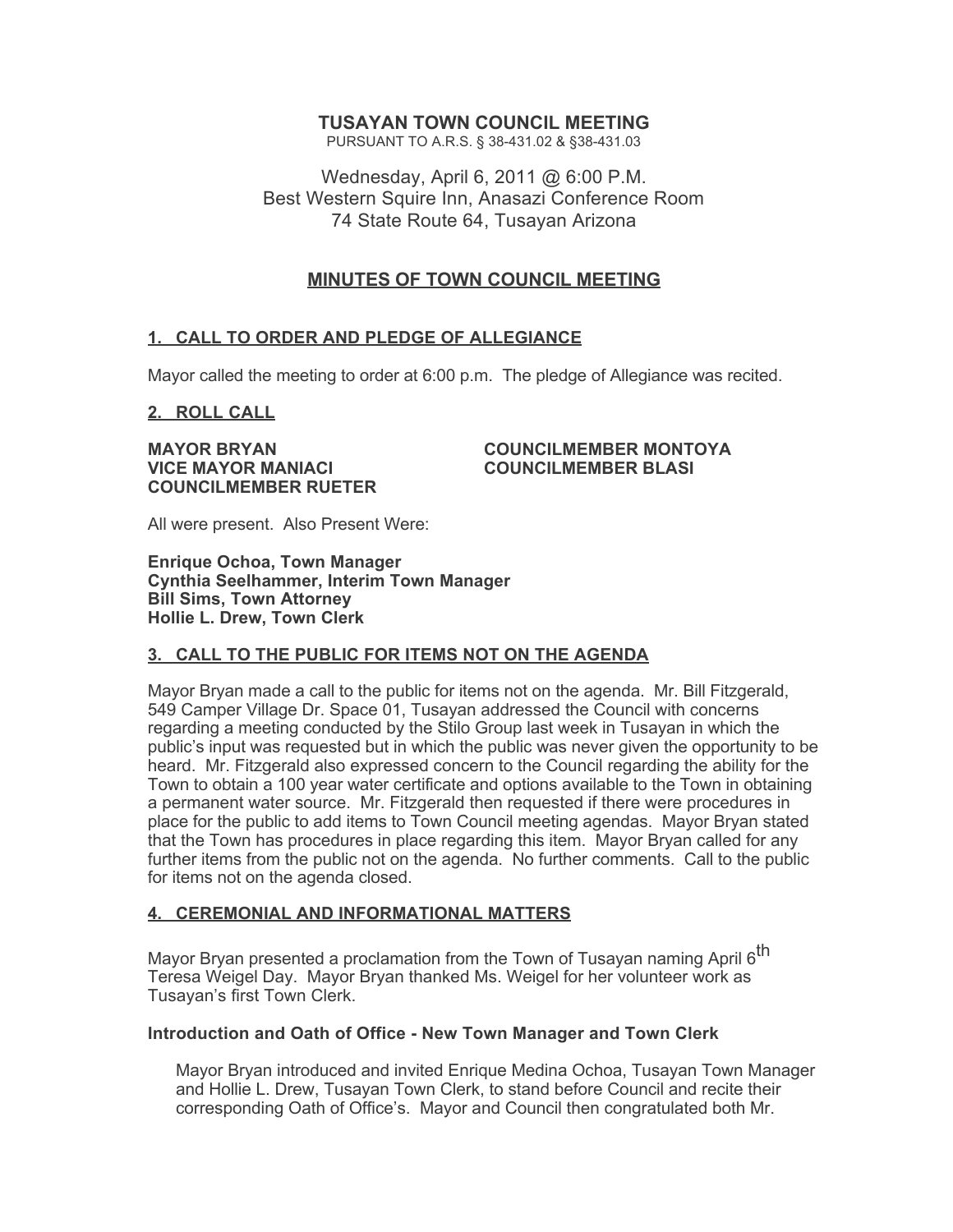# TUSAYAN TOWN COUNCIL MEETING

PURSUANT TO A.R.S. § 38-431.02 & §38-431.03

Wednesday, April 6, 2011 @ 6:00 P.M.
Best Western Squire Inn, Anasazi Conference Room
74 State Route 64, Tusayan Arizona

## MINUTES OF TOWN COUNCIL MEETING

### 1. CALL TO ORDER AND PLEDGE OF ALLEGIANCE

Mayor called the meeting to order at 6:00 p.m. The pledge of Allegiance was recited.

### 2. ROLL CALL

**MAYOR BRYAN**
**VICE MAYOR MANIACI**
**COUNCILMEMBER RUETER**
**COUNCILMEMBER MONTOYA**
**COUNCILMEMBER BLASI**

All were present. Also Present Were:

**Enrique Ochoa, Town Manager**
**Cynthia Seelhammer, Interim Town Manager**
**Bill Sims, Town Attorney**
**Hollie L. Drew, Town Clerk**

### 3. CALL TO THE PUBLIC FOR ITEMS NOT ON THE AGENDA

Mayor Bryan made a call to the public for items not on the agenda. Mr. Bill Fitzgerald, 549 Camper Village Dr. Space 01, Tusayan addressed the Council with concerns regarding a meeting conducted by the Stilo Group last week in Tusayan in which the public's input was requested but in which the public was never given the opportunity to be heard. Mr. Fitzgerald also expressed concern to the Council regarding the ability for the Town to obtain a 100 year water certificate and options available to the Town in obtaining a permanent water source. Mr. Fitzgerald then requested if there were procedures in place for the public to add items to Town Council meeting agendas. Mayor Bryan stated that the Town has procedures in place regarding this item. Mayor Bryan called for any further items from the public not on the agenda. No further comments. Call to the public for items not on the agenda closed.

### 4. CEREMONIAL AND INFORMATIONAL MATTERS

Mayor Bryan presented a proclamation from the Town of Tusayan naming April 6th Teresa Weigel Day. Mayor Bryan thanked Ms. Weigel for her volunteer work as Tusayan's first Town Clerk.

**Introduction and Oath of Office - New Town Manager and Town Clerk**

Mayor Bryan introduced and invited Enrique Medina Ochoa, Tusayan Town Manager and Hollie L. Drew, Tusayan Town Clerk, to stand before Council and recite their corresponding Oath of Office's. Mayor and Council then congratulated both Mr.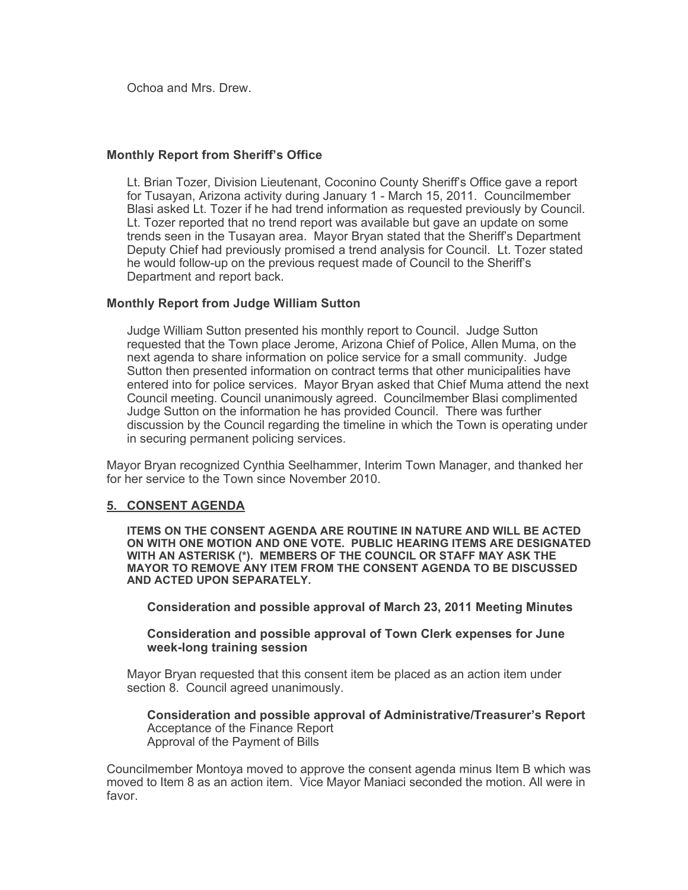Ochoa and Mrs. Drew.

**Monthly Report from Sheriff's Office**

Lt. Brian Tozer, Division Lieutenant, Coconino County Sheriff's Office gave a report for Tusayan, Arizona activity during January 1 - March 15, 2011. Councilmember Blasi asked Lt. Tozer if he had trend information as requested previously by Council. Lt. Tozer reported that no trend report was available but gave an update on some trends seen in the Tusayan area. Mayor Bryan stated that the Sheriff's Department Deputy Chief had previously promised a trend analysis for Council. Lt. Tozer stated he would follow-up on the previous request made of Council to the Sheriff's Department and report back.

**Monthly Report from Judge William Sutton**

Judge William Sutton presented his monthly report to Council. Judge Sutton requested that the Town place Jerome, Arizona Chief of Police, Allen Muma, on the next agenda to share information on police service for a small community. Judge Sutton then presented information on contract terms that other municipalities have entered into for police services. Mayor Bryan asked that Chief Muma attend the next Council meeting. Council unanimously agreed. Councilmember Blasi complimented Judge Sutton on the information he has provided Council. There was further discussion by the Council regarding the timeline in which the Town is operating under in securing permanent policing services.

Mayor Bryan recognized Cynthia Seelhammer, Interim Town Manager, and thanked her for her service to the Town since November 2010.

## 5. CONSENT AGENDA

**ITEMS ON THE CONSENT AGENDA ARE ROUTINE IN NATURE AND WILL BE ACTED ON WITH ONE MOTION AND ONE VOTE. PUBLIC HEARING ITEMS ARE DESIGNATED WITH AN ASTERISK (*). MEMBERS OF THE COUNCIL OR STAFF MAY ASK THE MAYOR TO REMOVE ANY ITEM FROM THE CONSENT AGENDA TO BE DISCUSSED AND ACTED UPON SEPARATELY.**

**Consideration and possible approval of March 23, 2011 Meeting Minutes**

**Consideration and possible approval of Town Clerk expenses for June week-long training session**

Mayor Bryan requested that this consent item be placed as an action item under section 8. Council agreed unanimously.

**Consideration and possible approval of Administrative/Treasurer's Report**
Acceptance of the Finance Report
Approval of the Payment of Bills

Councilmember Montoya moved to approve the consent agenda minus Item B which was moved to Item 8 as an action item. Vice Mayor Maniaci seconded the motion. All were in favor.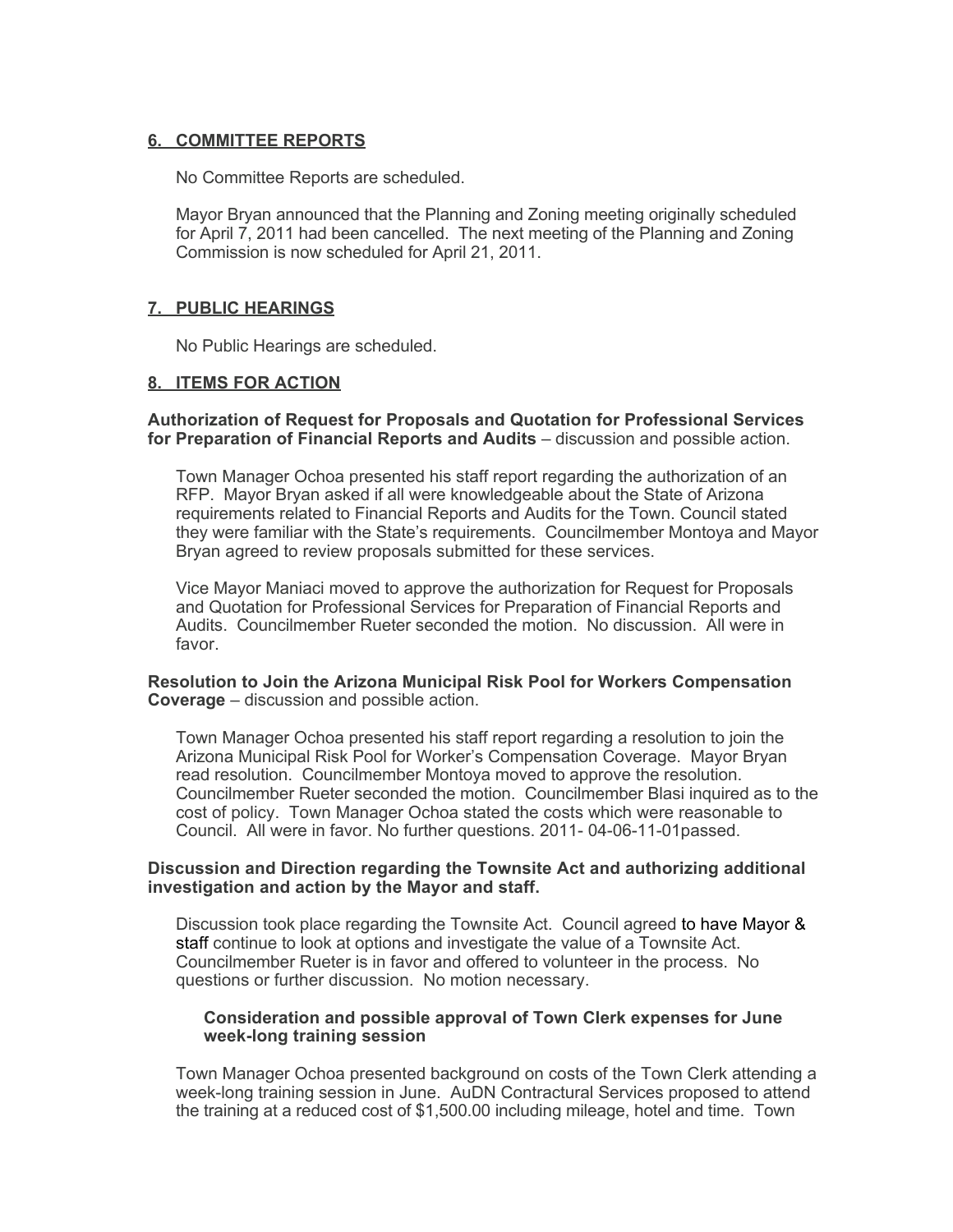## 6. COMMITTEE REPORTS

No Committee Reports are scheduled.

Mayor Bryan announced that the Planning and Zoning meeting originally scheduled for April 7, 2011 had been cancelled. The next meeting of the Planning and Zoning Commission is now scheduled for April 21, 2011.

## 7. PUBLIC HEARINGS

No Public Hearings are scheduled.

## 8. ITEMS FOR ACTION

**Authorization of Request for Proposals and Quotation for Professional Services for Preparation of Financial Reports and Audits** – discussion and possible action.

Town Manager Ochoa presented his staff report regarding the authorization of an RFP. Mayor Bryan asked if all were knowledgeable about the State of Arizona requirements related to Financial Reports and Audits for the Town. Council stated they were familiar with the State's requirements. Councilmember Montoya and Mayor Bryan agreed to review proposals submitted for these services.

Vice Mayor Maniaci moved to approve the authorization for Request for Proposals and Quotation for Professional Services for Preparation of Financial Reports and Audits. Councilmember Rueter seconded the motion. No discussion. All were in favor.

**Resolution to Join the Arizona Municipal Risk Pool for Workers Compensation Coverage** – discussion and possible action.

Town Manager Ochoa presented his staff report regarding a resolution to join the Arizona Municipal Risk Pool for Worker's Compensation Coverage. Mayor Bryan read resolution. Councilmember Montoya moved to approve the resolution. Councilmember Rueter seconded the motion. Councilmember Blasi inquired as to the cost of policy. Town Manager Ochoa stated the costs which were reasonable to Council. All were in favor. No further questions. 2011- 04-06-11-01passed.

**Discussion and Direction regarding the Townsite Act and authorizing additional investigation and action by the Mayor and staff.**

Discussion took place regarding the Townsite Act. Council agreed to have Mayor & staff continue to look at options and investigate the value of a Townsite Act. Councilmember Rueter is in favor and offered to volunteer in the process. No questions or further discussion. No motion necessary.

**Consideration and possible approval of Town Clerk expenses for June week-long training session**

Town Manager Ochoa presented background on costs of the Town Clerk attending a week-long training session in June. AuDN Contractural Services proposed to attend the training at a reduced cost of $1,500.00 including mileage, hotel and time. Town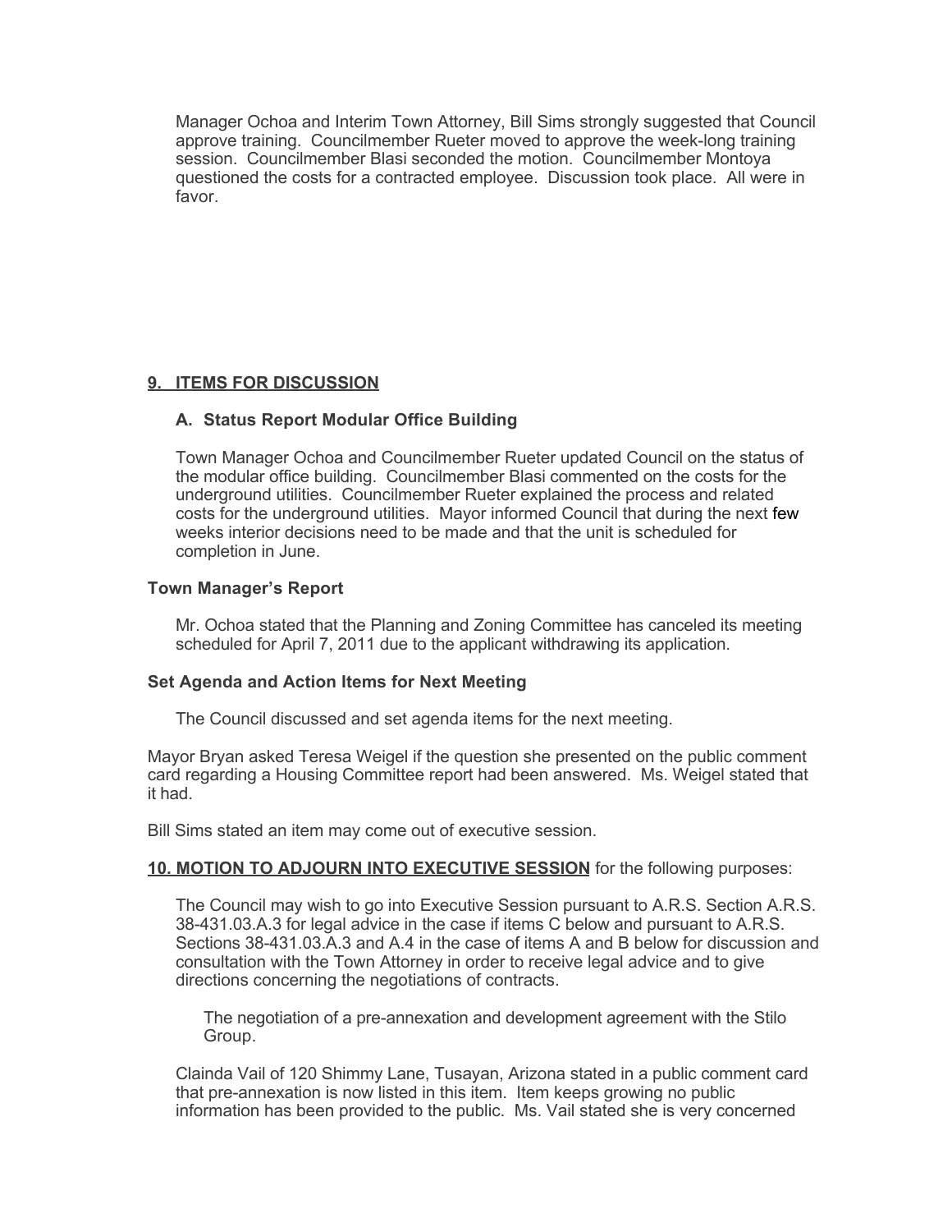Manager Ochoa and Interim Town Attorney, Bill Sims strongly suggested that Council approve training. Councilmember Rueter moved to approve the week-long training session. Councilmember Blasi seconded the motion. Councilmember Montoya questioned the costs for a contracted employee. Discussion took place. All were in favor.

## 9. ITEMS FOR DISCUSSION

### A. Status Report Modular Office Building

Town Manager Ochoa and Councilmember Rueter updated Council on the status of the modular office building. Councilmember Blasi commented on the costs for the underground utilities. Councilmember Rueter explained the process and related costs for the underground utilities. Mayor informed Council that during the next few weeks interior decisions need to be made and that the unit is scheduled for completion in June.

### Town Manager's Report

Mr. Ochoa stated that the Planning and Zoning Committee has canceled its meeting scheduled for April 7, 2011 due to the applicant withdrawing its application.

### Set Agenda and Action Items for Next Meeting

The Council discussed and set agenda items for the next meeting.

Mayor Bryan asked Teresa Weigel if the question she presented on the public comment card regarding a Housing Committee report had been answered. Ms. Weigel stated that it had.

Bill Sims stated an item may come out of executive session.

**10. MOTION TO ADJOURN INTO EXECUTIVE SESSION** for the following purposes:

The Council may wish to go into Executive Session pursuant to A.R.S. Section A.R.S. 38-431.03.A.3 for legal advice in the case if items C below and pursuant to A.R.S. Sections 38-431.03.A.3 and A.4 in the case of items A and B below for discussion and consultation with the Town Attorney in order to receive legal advice and to give directions concerning the negotiations of contracts.

The negotiation of a pre-annexation and development agreement with the Stilo Group.

Claindа Vail of 120 Shimmy Lane, Tusayan, Arizona stated in a public comment card that pre-annexation is now listed in this item. Item keeps growing no public information has been provided to the public. Ms. Vail stated she is very concerned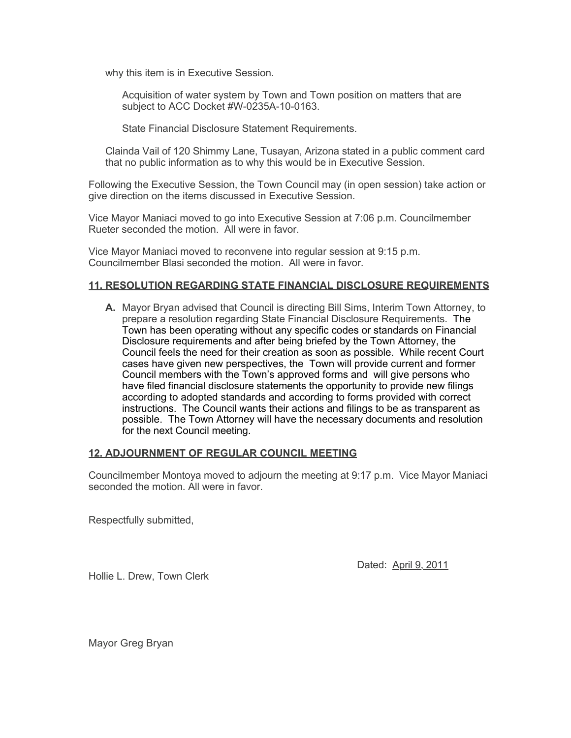why this item is in Executive Session.

Acquisition of water system by Town and Town position on matters that are subject to ACC Docket #W-0235A-10-0163.

State Financial Disclosure Statement Requirements.

Clainda Vail of 120 Shimmy Lane, Tusayan, Arizona stated in a public comment card that no public information as to why this would be in Executive Session.

Following the Executive Session, the Town Council may (in open session) take action or give direction on the items discussed in Executive Session.

Vice Mayor Maniaci moved to go into Executive Session at 7:06 p.m. Councilmember Rueter seconded the motion. All were in favor.

Vice Mayor Maniaci moved to reconvene into regular session at 9:15 p.m. Councilmember Blasi seconded the motion. All were in favor.

## 11. RESOLUTION REGARDING STATE FINANCIAL DISCLOSURE REQUIREMENTS

**A.** Mayor Bryan advised that Council is directing Bill Sims, Interim Town Attorney, to prepare a resolution regarding State Financial Disclosure Requirements. The Town has been operating without any specific codes or standards on Financial Disclosure requirements and after being briefed by the Town Attorney, the Council feels the need for their creation as soon as possible. While recent Court cases have given new perspectives, the Town will provide current and former Council members with the Town's approved forms and will give persons who have filed financial disclosure statements the opportunity to provide new filings according to adopted standards and according to forms provided with correct instructions. The Council wants their actions and filings to be as transparent as possible. The Town Attorney will have the necessary documents and resolution for the next Council meeting.

## 12. ADJOURNMENT OF REGULAR COUNCIL MEETING

Councilmember Montoya moved to adjourn the meeting at 9:17 p.m. Vice Mayor Maniaci seconded the motion. All were in favor.

Respectfully submitted,

Dated: April 9, 2011

Hollie L. Drew, Town Clerk

Mayor Greg Bryan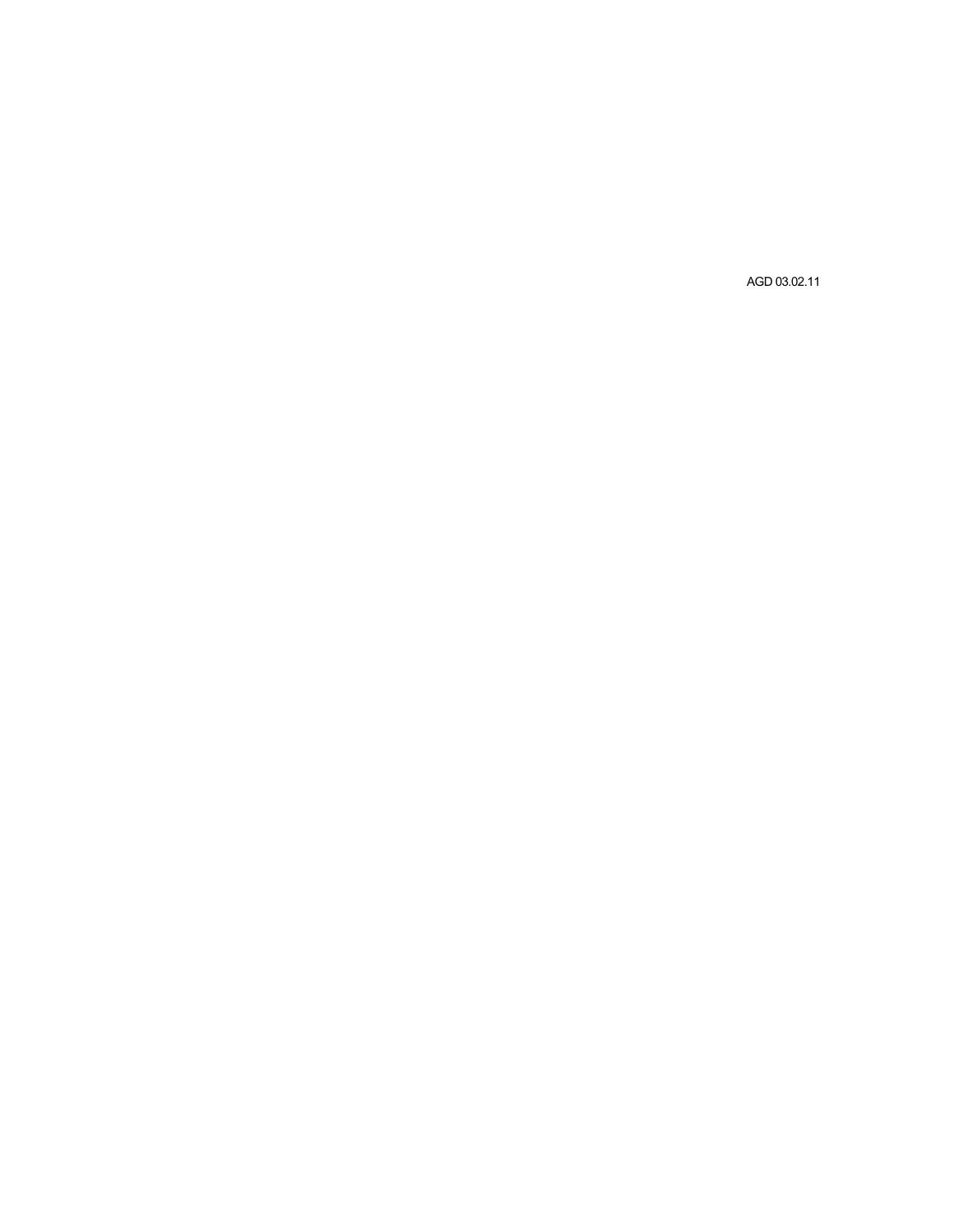AGD 03.02.11